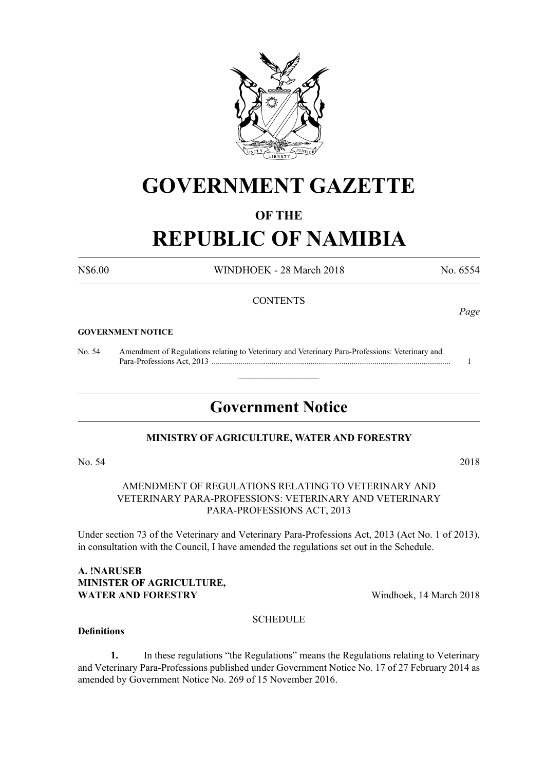# GOVERNMENT GAZETTE

## OF THE

# REPUBLIC OF NAMIBIA

N$6.00 WINDHOEK - 28 March 2018 No. 6554

CONTENTS

*Page*

**GOVERNMENT NOTICE**

No. 54 Amendment of Regulations relating to Veterinary and Veterinary Para-Professions: Veterinary and Para-Professions Act, 2013 .................................................................................................................. 1

## Government Notice

**MINISTRY OF AGRICULTURE, WATER AND FORESTRY**

No. 54 2018

AMENDMENT OF REGULATIONS RELATING TO VETERINARY AND VETERINARY PARA-PROFESSIONS: VETERINARY AND VETERINARY PARA-PROFESSIONS ACT, 2013

Under section 73 of the Veterinary and Veterinary Para-Professions Act, 2013 (Act No. 1 of 2013), in consultation with the Council, I have amended the regulations set out in the Schedule.

**A. !NARUSEB**
**MINISTER OF AGRICULTURE,**
**WATER AND FORESTRY** Windhoek, 14 March 2018

SCHEDULE

**Definitions**

**1.** In these regulations "the Regulations" means the Regulations relating to Veterinary and Veterinary Para-Professions published under Government Notice No. 17 of 27 February 2014 as amended by Government Notice No. 269 of 15 November 2016.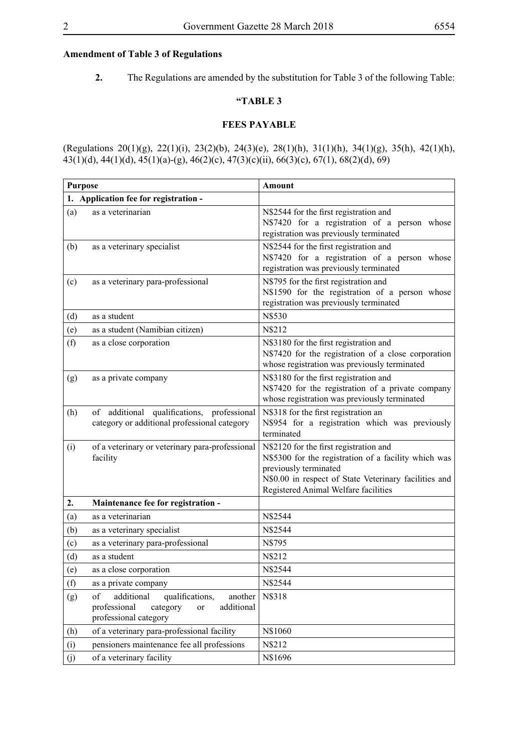**Amendment of Table 3 of Regulations**

**2.** The Regulations are amended by the substitution for Table 3 of the following Table:

**"TABLE 3**

**FEES PAYABLE**

(Regulations 20(1)(g), 22(1)(i), 23(2)(b), 24(3)(e), 28(1)(h), 31(1)(h), 34(1)(g), 35(h), 42(1)(h), 43(1)(d), 44(1)(d), 45(1)(a)-(g), 46(2)(c), 47(3)(c)(ii), 66(3)(c), 67(1), 68(2)(d), 69)

| Purpose | | Amount |
|---|---|---|
| **1.** | **Application fee for registration -** | |
| (a) | as a veterinarian | N$2544 for the first registration and<br>N$7420 for a registration of a person whose registration was previously terminated |
| (b) | as a veterinary specialist | N$2544 for the first registration and<br>N$7420 for a registration of a person whose registration was previously terminated |
| (c) | as a veterinary para-professional | N$795 for the first registration and<br>N$1590 for the registration of a person whose registration was previously terminated |
| (d) | as a student | N$530 |
| (e) | as a student (Namibian citizen) | N$212 |
| (f) | as a close corporation | N$3180 for the first registration and<br>N$7420 for the registration of a close corporation whose registration was previously terminated |
| (g) | as a private company | N$3180 for the first registration and<br>N$7420 for the registration of a private company whose registration was previously terminated |
| (h) | of additional qualifications, professional category or additional professional category | N$318 for the first registration an<br>N$954 for a registration which was previously terminated |
| (i) | of a veterinary or veterinary para-professional facility | N$2120 for the first registration and<br>N$5300 for the registration of a facility which was previously terminated<br>N$0.00 in respect of State Veterinary facilities and Registered Animal Welfare facilities |
| **2.** | **Maintenance fee for registration -** | |
| (a) | as a veterinarian | N$2544 |
| (b) | as a veterinary specialist | N$2544 |
| (c) | as a veterinary para-professional | N$795 |
| (d) | as a student | N$212 |
| (e) | as a close corporation | N$2544 |
| (f) | as a private company | N$2544 |
| (g) | of additional qualifications, another professional category or additional professional category | N$318 |
| (h) | of a veterinary para-professional facility | N$1060 |
| (i) | pensioners maintenance fee all professions | N$212 |
| (j) | of a veterinary facility | N$1696 |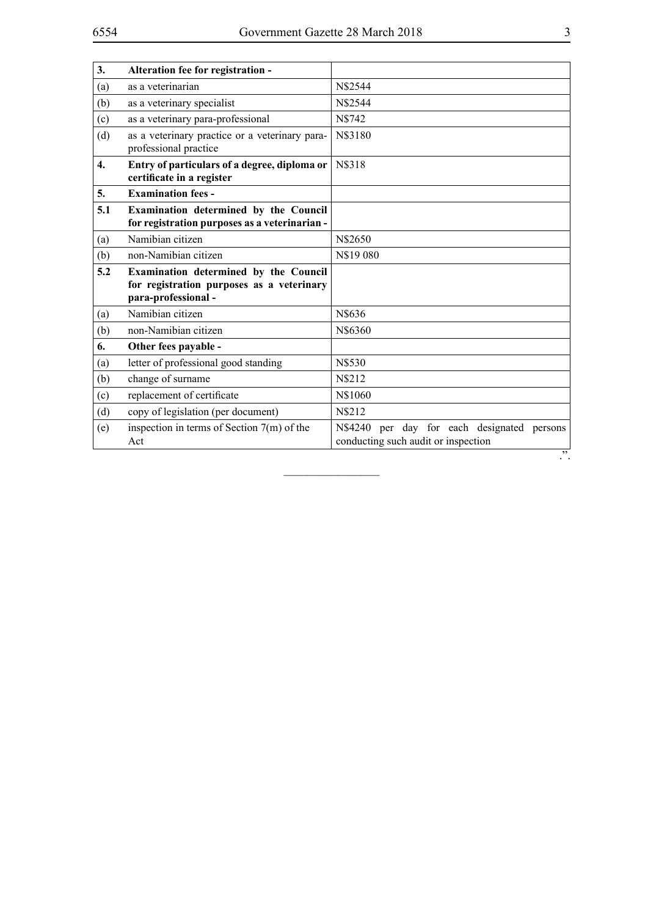| | | |
|---|---|---|
| **3.** | **Alteration fee for registration -** | |
| (a) | as a veterinarian | N$2544 |
| (b) | as a veterinary specialist | N$2544 |
| (c) | as a veterinary para-professional | N$742 |
| (d) | as a veterinary practice or a veterinary para-professional practice | N$3180 |
| **4.** | **Entry of particulars of a degree, diploma or certificate in a register** | N$318 |
| **5.** | **Examination fees -** | |
| **5.1** | **Examination determined by the Council for registration purposes as a veterinarian -** | |
| (a) | Namibian citizen | N$2650 |
| (b) | non-Namibian citizen | N$19 080 |
| **5.2** | **Examination determined by the Council for registration purposes as a veterinary para-professional -** | |
| (a) | Namibian citizen | N$636 |
| (b) | non-Namibian citizen | N$6360 |
| **6.** | **Other fees payable -** | |
| (a) | letter of professional good standing | N$530 |
| (b) | change of surname | N$212 |
| (c) | replacement of certificate | N$1060 |
| (d) | copy of legislation (per document) | N$212 |
| (e) | inspection in terms of Section 7(m) of the Act | N$4240 per day for each designated persons conducting such audit or inspection |

".